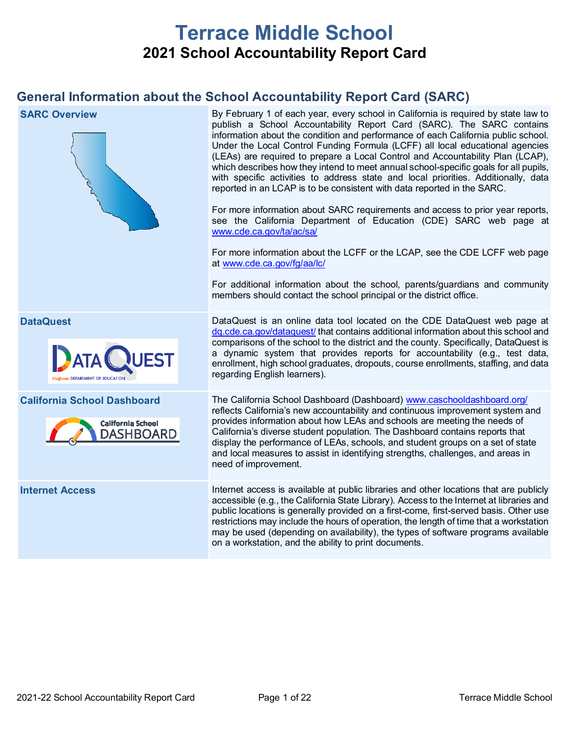# Terrace Middle School

## 2021 School Accountability Report Card

## General Information about the School Accountability Report Card (SARC)

| | |
|---|---|
| **SARC Overview** | By February 1 of each year, every school in California is required by state law to publish a School Accountability Report Card (SARC). The SARC contains information about the condition and performance of each California public school. Under the Local Control Funding Formula (LCFF) all local educational agencies (LEAs) are required to prepare a Local Control and Accountability Plan (LCAP), which describes how they intend to meet annual school-specific goals for all pupils, with specific activities to address state and local priorities. Additionally, data reported in an LCAP is to be consistent with data reported in the SARC.<br><br>For more information about SARC requirements and access to prior year reports, see the California Department of Education (CDE) SARC web page at www.cde.ca.gov/ta/ac/sa/<br><br>For more information about the LCFF or the LCAP, see the CDE LCFF web page at www.cde.ca.gov/fg/aa/lc/<br><br>For additional information about the school, parents/guardians and community members should contact the school principal or the district office. |
| **DataQuest** | DataQuest is an online data tool located on the CDE DataQuest web page at dq.cde.ca.gov/dataquest/ that contains additional information about this school and comparisons of the school to the district and the county. Specifically, DataQuest is a dynamic system that provides reports for accountability (e.g., test data, enrollment, high school graduates, dropouts, course enrollments, staffing, and data regarding English learners). |
| **California School Dashboard** | The California School Dashboard (Dashboard) www.caschooldashboard.org/ reflects California's new accountability and continuous improvement system and provides information about how LEAs and schools are meeting the needs of California's diverse student population. The Dashboard contains reports that display the performance of LEAs, schools, and student groups on a set of state and local measures to assist in identifying strengths, challenges, and areas in need of improvement. |
| **Internet Access** | Internet access is available at public libraries and other locations that are publicly accessible (e.g., the California State Library). Access to the Internet at libraries and public locations is generally provided on a first-come, first-served basis. Other use restrictions may include the hours of operation, the length of time that a workstation may be used (depending on availability), the types of software programs available on a workstation, and the ability to print documents. |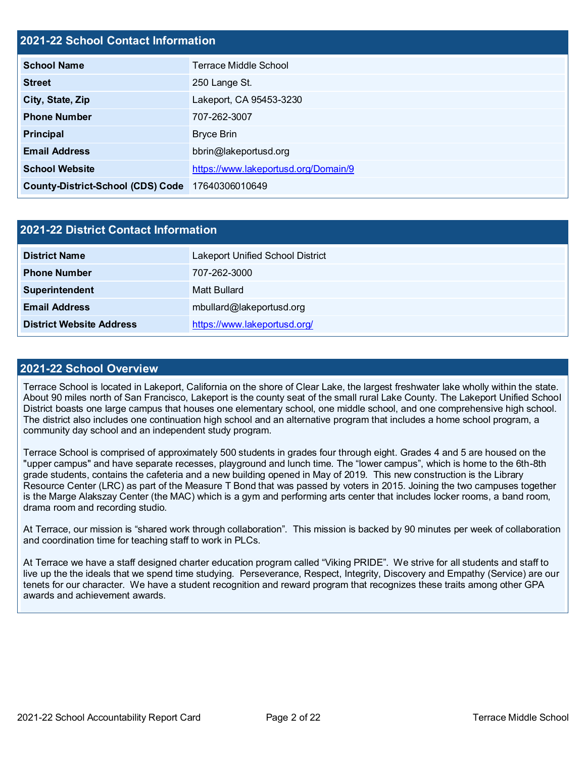## 2021-22 School Contact Information

| | |
|---|---|
| **School Name** | Terrace Middle School |
| **Street** | 250 Lange St. |
| **City, State, Zip** | Lakeport, CA 95453-3230 |
| **Phone Number** | 707-262-3007 |
| **Principal** | Bryce Brin |
| **Email Address** | bbrin@lakeportusd.org |
| **School Website** | https://www.lakeportusd.org/Domain/9 |
| **County-District-School (CDS) Code** | 17640306010649 |

## 2021-22 District Contact Information

| | |
|---|---|
| **District Name** | Lakeport Unified School District |
| **Phone Number** | 707-262-3000 |
| **Superintendent** | Matt Bullard |
| **Email Address** | mbullard@lakeportusd.org |
| **District Website Address** | https://www.lakeportusd.org/ |

## 2021-22 School Overview

Terrace School is located in Lakeport, California on the shore of Clear Lake, the largest freshwater lake wholly within the state. About 90 miles north of San Francisco, Lakeport is the county seat of the small rural Lake County. The Lakeport Unified School District boasts one large campus that houses one elementary school, one middle school, and one comprehensive high school. The district also includes one continuation high school and an alternative program that includes a home school program, a community day school and an independent study program.

Terrace School is comprised of approximately 500 students in grades four through eight. Grades 4 and 5 are housed on the "upper campus" and have separate recesses, playground and lunch time. The “lower campus”, which is home to the 6th-8th grade students, contains the cafeteria and a new building opened in May of 2019. This new construction is the Library Resource Center (LRC) as part of the Measure T Bond that was passed by voters in 2015. Joining the two campuses together is the Marge Alakszay Center (the MAC) which is a gym and performing arts center that includes locker rooms, a band room, drama room and recording studio.

At Terrace, our mission is “shared work through collaboration”. This mission is backed by 90 minutes per week of collaboration and coordination time for teaching staff to work in PLCs.

At Terrace we have a staff designed charter education program called “Viking PRIDE”. We strive for all students and staff to live up the the ideals that we spend time studying. Perseverance, Respect, Integrity, Discovery and Empathy (Service) are our tenets for our character. We have a student recognition and reward program that recognizes these traits among other GPA awards and achievement awards.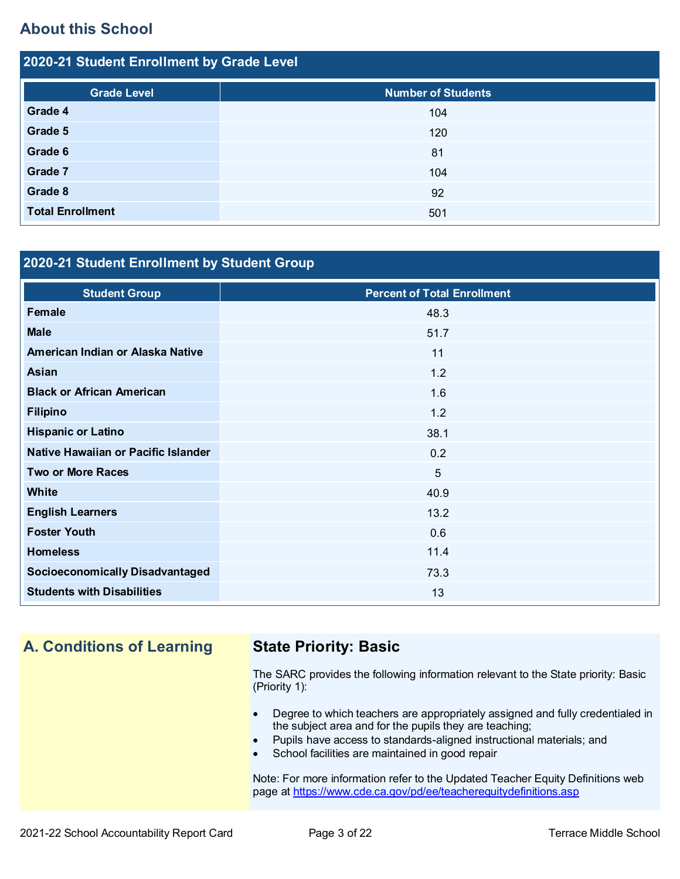## About this School

### 2020-21 Student Enrollment by Grade Level

| Grade Level | Number of Students |
|---|---|
| Grade 4 | 104 |
| Grade 5 | 120 |
| Grade 6 | 81 |
| Grade 7 | 104 |
| Grade 8 | 92 |
| Total Enrollment | 501 |

### 2020-21 Student Enrollment by Student Group

| Student Group | Percent of Total Enrollment |
|---|---|
| Female | 48.3 |
| Male | 51.7 |
| American Indian or Alaska Native | 11 |
| Asian | 1.2 |
| Black or African American | 1.6 |
| Filipino | 1.2 |
| Hispanic or Latino | 38.1 |
| Native Hawaiian or Pacific Islander | 0.2 |
| Two or More Races | 5 |
| White | 40.9 |
| English Learners | 13.2 |
| Foster Youth | 0.6 |
| Homeless | 11.4 |
| Socioeconomically Disadvantaged | 73.3 |
| Students with Disabilities | 13 |

## A. Conditions of Learning

### State Priority: Basic

The SARC provides the following information relevant to the State priority: Basic (Priority 1):

- Degree to which teachers are appropriately assigned and fully credentialed in the subject area and for the pupils they are teaching;
- Pupils have access to standards-aligned instructional materials; and
- School facilities are maintained in good repair

Note: For more information refer to the Updated Teacher Equity Definitions web page at https://www.cde.ca.gov/pd/ee/teacherequitydefinitions.asp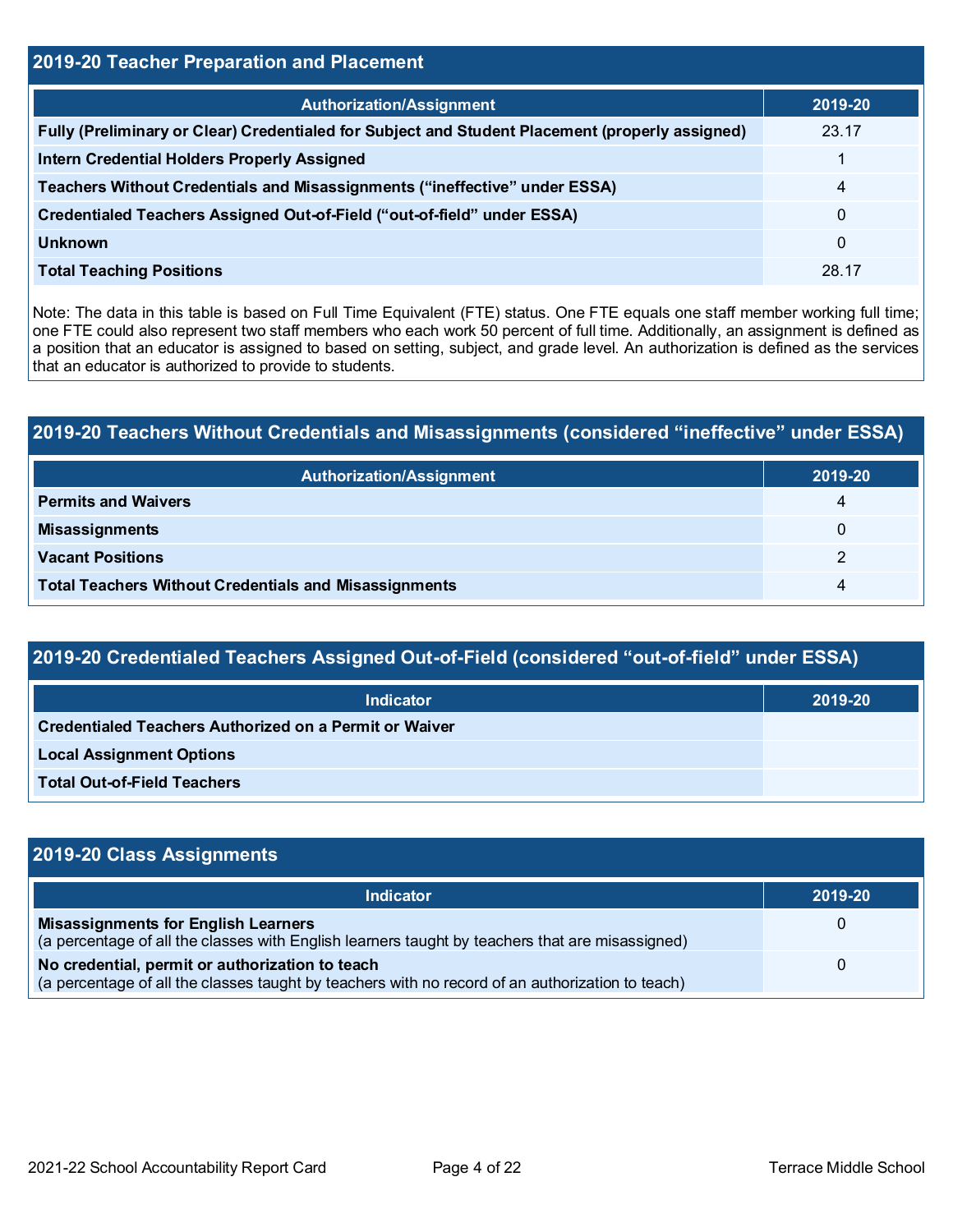## 2019-20 Teacher Preparation and Placement

| Authorization/Assignment | 2019-20 |
|---|---|
| Fully (Preliminary or Clear) Credentialed for Subject and Student Placement (properly assigned) | 23.17 |
| Intern Credential Holders Properly Assigned | 1 |
| Teachers Without Credentials and Misassignments ("ineffective" under ESSA) | 4 |
| Credentialed Teachers Assigned Out-of-Field ("out-of-field" under ESSA) | 0 |
| Unknown | 0 |
| Total Teaching Positions | 28.17 |

Note: The data in this table is based on Full Time Equivalent (FTE) status. One FTE equals one staff member working full time; one FTE could also represent two staff members who each work 50 percent of full time. Additionally, an assignment is defined as a position that an educator is assigned to based on setting, subject, and grade level. An authorization is defined as the services that an educator is authorized to provide to students.

## 2019-20 Teachers Without Credentials and Misassignments (considered "ineffective" under ESSA)

| Authorization/Assignment | 2019-20 |
|---|---|
| Permits and Waivers | 4 |
| Misassignments | 0 |
| Vacant Positions | 2 |
| Total Teachers Without Credentials and Misassignments | 4 |

## 2019-20 Credentialed Teachers Assigned Out-of-Field (considered "out-of-field" under ESSA)

| Indicator | 2019-20 |
|---|---|
| Credentialed Teachers Authorized on a Permit or Waiver | |
| Local Assignment Options | |
| Total Out-of-Field Teachers | |

## 2019-20 Class Assignments

| Indicator | 2019-20 |
|---|---|
| **Misassignments for English Learners**<br>(a percentage of all the classes with English learners taught by teachers that are misassigned) | 0 |
| **No credential, permit or authorization to teach**<br>(a percentage of all the classes taught by teachers with no record of an authorization to teach) | 0 |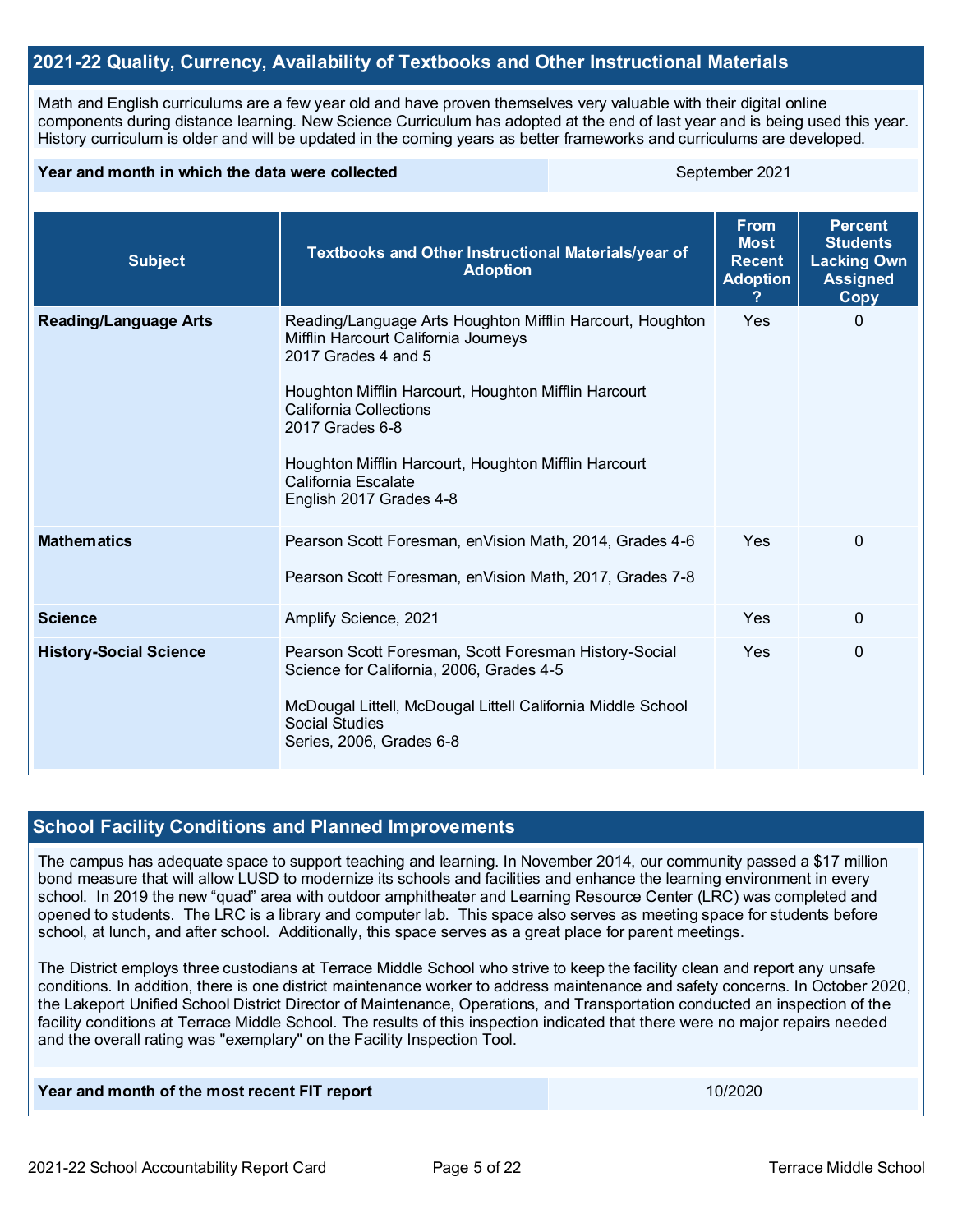## 2021-22 Quality, Currency, Availability of Textbooks and Other Instructional Materials

Math and English curriculums are a few year old and have proven themselves very valuable with their digital online components during distance learning. New Science Curriculum has adopted at the end of last year and is being used this year. History curriculum is older and will be updated in the coming years as better frameworks and curriculums are developed.

| Year and month in which the data were collected | September 2021 |
|---|---|

| Subject | Textbooks and Other Instructional Materials/year of Adoption | From Most Recent Adoption ? | Percent Students Lacking Own Assigned Copy |
|---|---|---|---|
| **Reading/Language Arts** | Reading/Language Arts Houghton Mifflin Harcourt, Houghton Mifflin Harcourt California Journeys 2017 Grades 4 and 5<br><br>Houghton Mifflin Harcourt, Houghton Mifflin Harcourt California Collections 2017 Grades 6-8<br><br>Houghton Mifflin Harcourt, Houghton Mifflin Harcourt California Escalate English 2017 Grades 4-8 | Yes | 0 |
| **Mathematics** | Pearson Scott Foresman, enVision Math, 2014, Grades 4-6<br><br>Pearson Scott Foresman, enVision Math, 2017, Grades 7-8 | Yes | 0 |
| **Science** | Amplify Science, 2021 | Yes | 0 |
| **History-Social Science** | Pearson Scott Foresman, Scott Foresman History-Social Science for California, 2006, Grades 4-5<br><br>McDougal Littell, McDougal Littell California Middle School Social Studies Series, 2006, Grades 6-8 | Yes | 0 |

## School Facility Conditions and Planned Improvements

The campus has adequate space to support teaching and learning. In November 2014, our community passed a $17 million bond measure that will allow LUSD to modernize its schools and facilities and enhance the learning environment in every school. In 2019 the new "quad" area with outdoor amphitheater and Learning Resource Center (LRC) was completed and opened to students. The LRC is a library and computer lab. This space also serves as meeting space for students before school, at lunch, and after school. Additionally, this space serves as a great place for parent meetings.

The District employs three custodians at Terrace Middle School who strive to keep the facility clean and report any unsafe conditions. In addition, there is one district maintenance worker to address maintenance and safety concerns. In October 2020, the Lakeport Unified School District Director of Maintenance, Operations, and Transportation conducted an inspection of the facility conditions at Terrace Middle School. The results of this inspection indicated that there were no major repairs needed and the overall rating was "exemplary" on the Facility Inspection Tool.

| Year and month of the most recent FIT report | 10/2020 |
|---|---|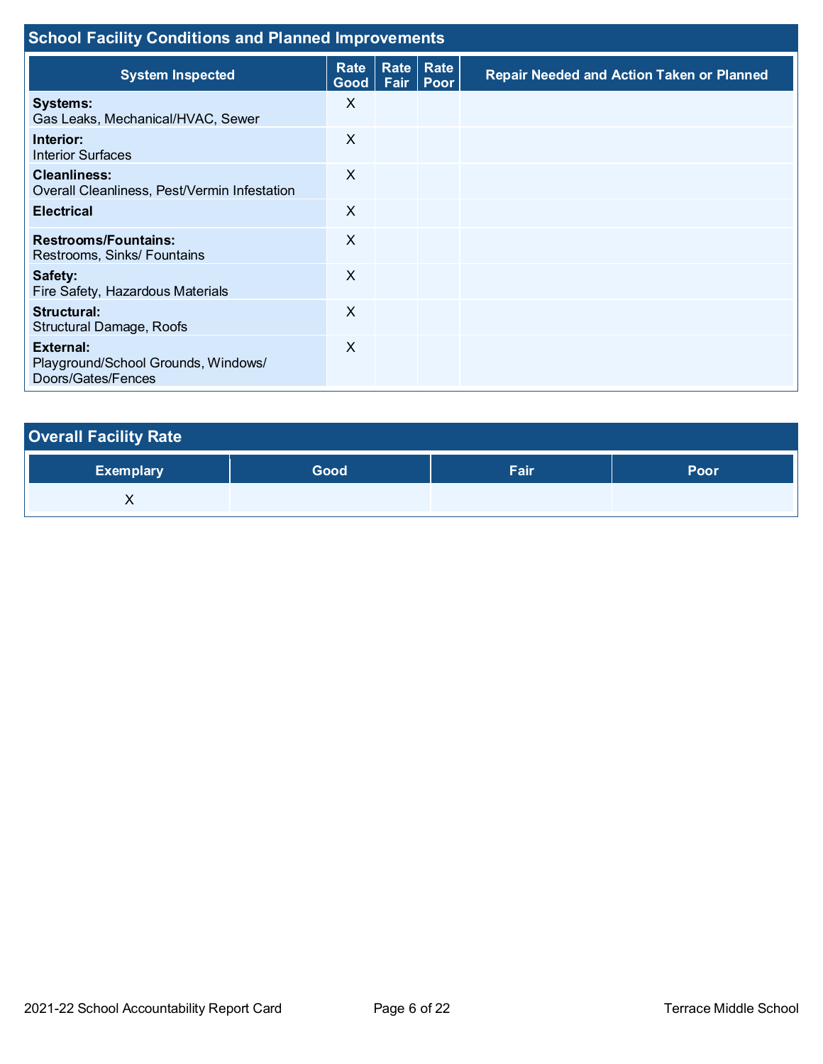## School Facility Conditions and Planned Improvements

| System Inspected | Rate Good | Rate Fair | Rate Poor | Repair Needed and Action Taken or Planned |
|---|---|---|---|---|
| **Systems:** Gas Leaks, Mechanical/HVAC, Sewer | X | | | |
| **Interior:** Interior Surfaces | X | | | |
| **Cleanliness:** Overall Cleanliness, Pest/Vermin Infestation | X | | | |
| **Electrical** | X | | | |
| **Restrooms/Fountains:** Restrooms, Sinks/ Fountains | X | | | |
| **Safety:** Fire Safety, Hazardous Materials | X | | | |
| **Structural:** Structural Damage, Roofs | X | | | |
| **External:** Playground/School Grounds, Windows/ Doors/Gates/Fences | X | | | |

## Overall Facility Rate

| Exemplary | Good | Fair | Poor |
|---|---|---|---|
| X | | | |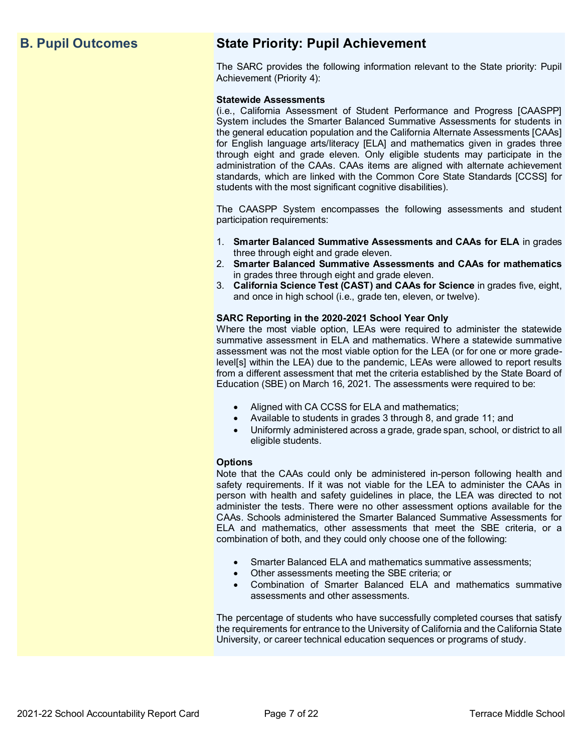## B. Pupil Outcomes

### State Priority: Pupil Achievement

The SARC provides the following information relevant to the State priority: Pupil Achievement (Priority 4):

**Statewide Assessments**
(i.e., California Assessment of Student Performance and Progress [CAASPP] System includes the Smarter Balanced Summative Assessments for students in the general education population and the California Alternate Assessments [CAAs] for English language arts/literacy [ELA] and mathematics given in grades three through eight and grade eleven. Only eligible students may participate in the administration of the CAAs. CAAs items are aligned with alternate achievement standards, which are linked with the Common Core State Standards [CCSS] for students with the most significant cognitive disabilities).

The CAASPP System encompasses the following assessments and student participation requirements:

1. **Smarter Balanced Summative Assessments and CAAs for ELA** in grades three through eight and grade eleven.
2. **Smarter Balanced Summative Assessments and CAAs for mathematics** in grades three through eight and grade eleven.
3. **California Science Test (CAST) and CAAs for Science** in grades five, eight, and once in high school (i.e., grade ten, eleven, or twelve).

**SARC Reporting in the 2020-2021 School Year Only**
Where the most viable option, LEAs were required to administer the statewide summative assessment in ELA and mathematics. Where a statewide summative assessment was not the most viable option for the LEA (or for one or more grade-level[s] within the LEA) due to the pandemic, LEAs were allowed to report results from a different assessment that met the criteria established by the State Board of Education (SBE) on March 16, 2021. The assessments were required to be:

- Aligned with CA CCSS for ELA and mathematics;
- Available to students in grades 3 through 8, and grade 11; and
- Uniformly administered across a grade, grade span, school, or district to all eligible students.

**Options**
Note that the CAAs could only be administered in-person following health and safety requirements. If it was not viable for the LEA to administer the CAAs in person with health and safety guidelines in place, the LEA was directed to not administer the tests. There were no other assessment options available for the CAAs. Schools administered the Smarter Balanced Summative Assessments for ELA and mathematics, other assessments that meet the SBE criteria, or a combination of both, and they could only choose one of the following:

- Smarter Balanced ELA and mathematics summative assessments;
- Other assessments meeting the SBE criteria; or
- Combination of Smarter Balanced ELA and mathematics summative assessments and other assessments.

The percentage of students who have successfully completed courses that satisfy the requirements for entrance to the University of California and the California State University, or career technical education sequences or programs of study.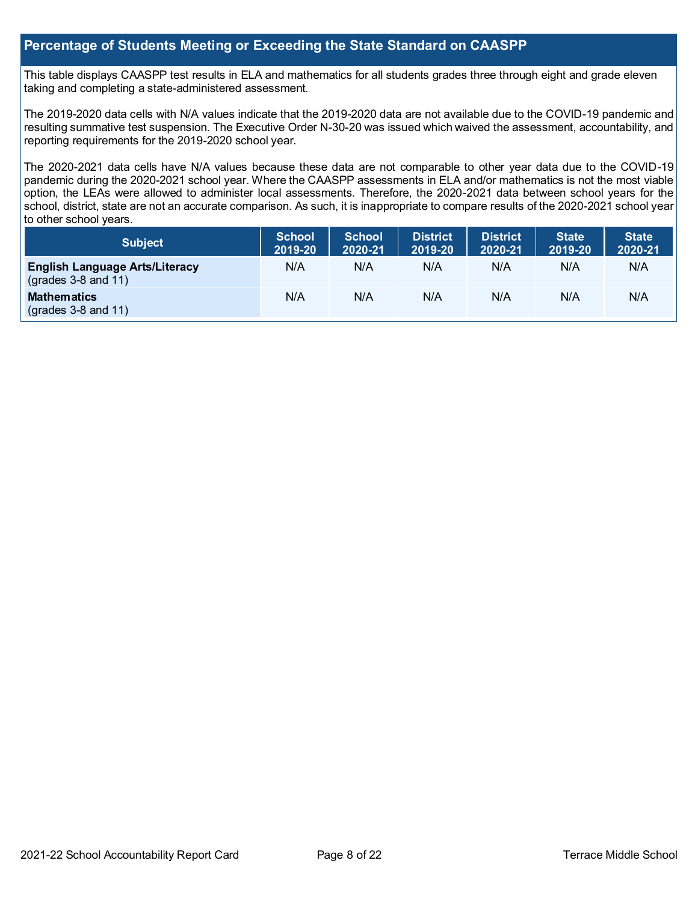## Percentage of Students Meeting or Exceeding the State Standard on CAASPP

This table displays CAASPP test results in ELA and mathematics for all students grades three through eight and grade eleven taking and completing a state-administered assessment.

The 2019-2020 data cells with N/A values indicate that the 2019-2020 data are not available due to the COVID-19 pandemic and resulting summative test suspension. The Executive Order N-30-20 was issued which waived the assessment, accountability, and reporting requirements for the 2019-2020 school year.

The 2020-2021 data cells have N/A values because these data are not comparable to other year data due to the COVID-19 pandemic during the 2020-2021 school year. Where the CAASPP assessments in ELA and/or mathematics is not the most viable option, the LEAs were allowed to administer local assessments. Therefore, the 2020-2021 data between school years for the school, district, state are not an accurate comparison. As such, it is inappropriate to compare results of the 2020-2021 school year to other school years.

| Subject | School 2019-20 | School 2020-21 | District 2019-20 | District 2020-21 | State 2019-20 | State 2020-21 |
|---|---|---|---|---|---|---|
| **English Language Arts/Literacy** (grades 3-8 and 11) | N/A | N/A | N/A | N/A | N/A | N/A |
| **Mathematics** (grades 3-8 and 11) | N/A | N/A | N/A | N/A | N/A | N/A |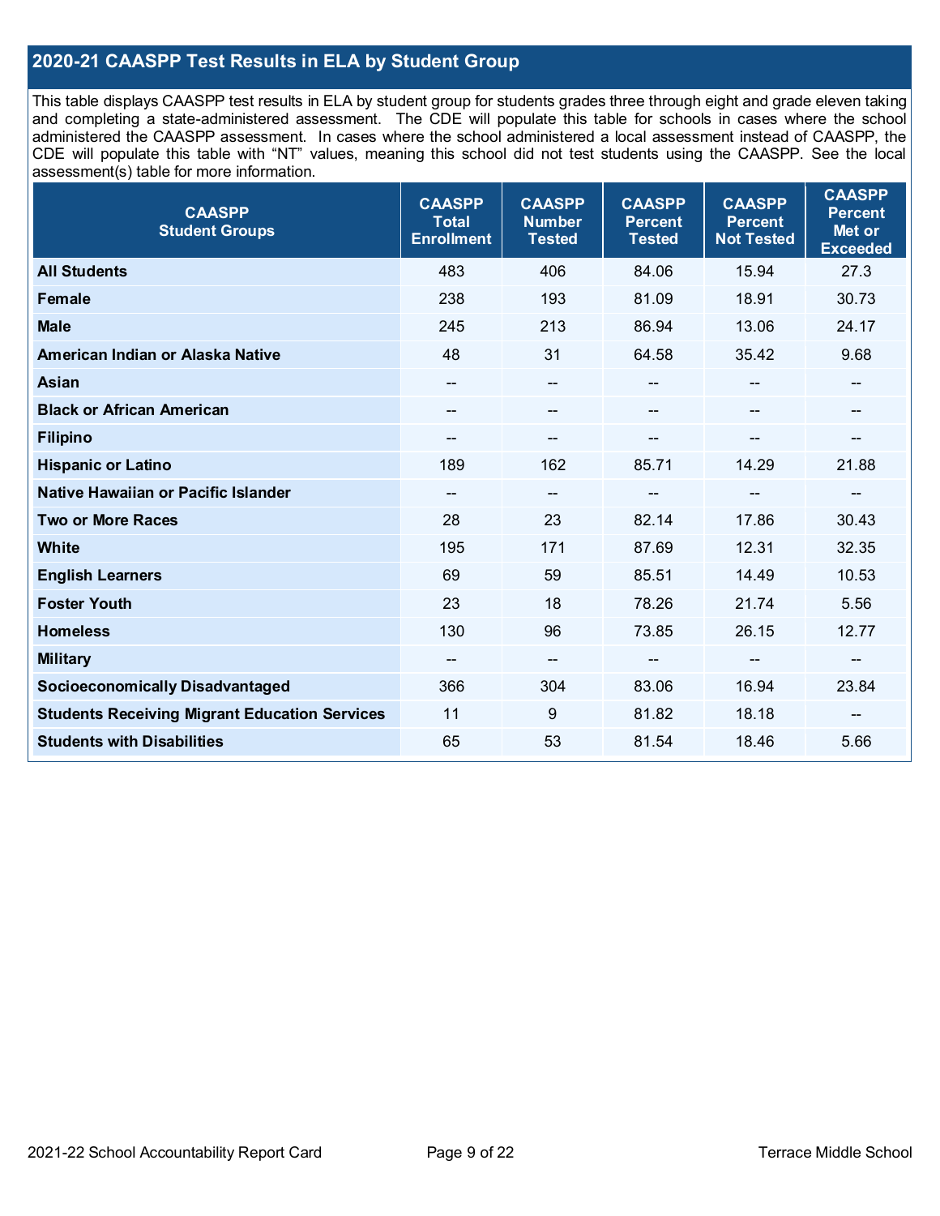## 2020-21 CAASPP Test Results in ELA by Student Group

This table displays CAASPP test results in ELA by student group for students grades three through eight and grade eleven taking and completing a state-administered assessment. The CDE will populate this table for schools in cases where the school administered the CAASPP assessment. In cases where the school administered a local assessment instead of CAASPP, the CDE will populate this table with "NT" values, meaning this school did not test students using the CAASPP. See the local assessment(s) table for more information.

| CAASPP Student Groups | CAASPP Total Enrollment | CAASPP Number Tested | CAASPP Percent Tested | CAASPP Percent Not Tested | CAASPP Percent Met or Exceeded |
|---|---|---|---|---|---|
| **All Students** | 483 | 406 | 84.06 | 15.94 | 27.3 |
| **Female** | 238 | 193 | 81.09 | 18.91 | 30.73 |
| **Male** | 245 | 213 | 86.94 | 13.06 | 24.17 |
| **American Indian or Alaska Native** | 48 | 31 | 64.58 | 35.42 | 9.68 |
| **Asian** | -- | -- | -- | -- | -- |
| **Black or African American** | -- | -- | -- | -- | -- |
| **Filipino** | -- | -- | -- | -- | -- |
| **Hispanic or Latino** | 189 | 162 | 85.71 | 14.29 | 21.88 |
| **Native Hawaiian or Pacific Islander** | -- | -- | -- | -- | -- |
| **Two or More Races** | 28 | 23 | 82.14 | 17.86 | 30.43 |
| **White** | 195 | 171 | 87.69 | 12.31 | 32.35 |
| **English Learners** | 69 | 59 | 85.51 | 14.49 | 10.53 |
| **Foster Youth** | 23 | 18 | 78.26 | 21.74 | 5.56 |
| **Homeless** | 130 | 96 | 73.85 | 26.15 | 12.77 |
| **Military** | -- | -- | -- | -- | -- |
| **Socioeconomically Disadvantaged** | 366 | 304 | 83.06 | 16.94 | 23.84 |
| **Students Receiving Migrant Education Services** | 11 | 9 | 81.82 | 18.18 | -- |
| **Students with Disabilities** | 65 | 53 | 81.54 | 18.46 | 5.66 |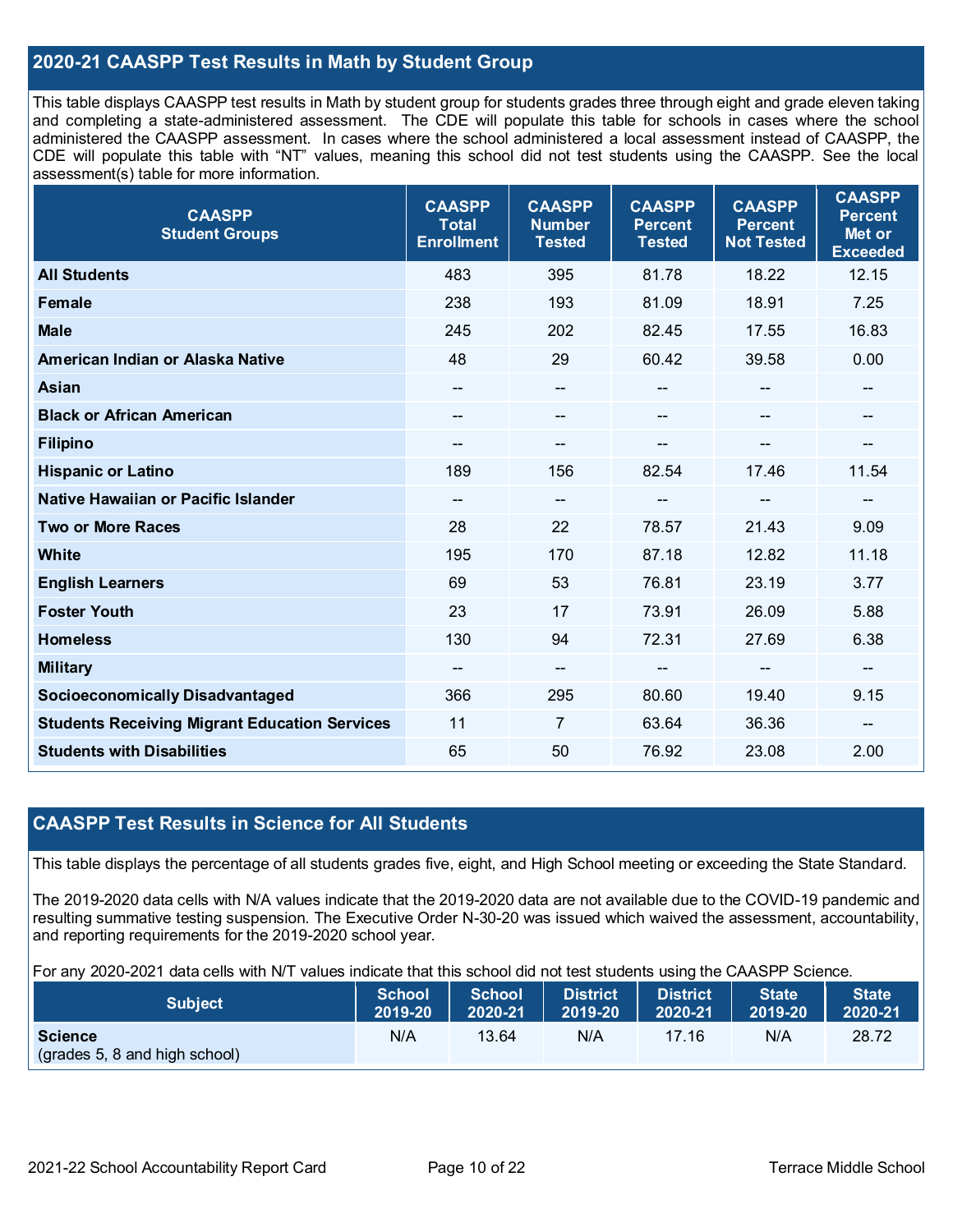## 2020-21 CAASPP Test Results in Math by Student Group

This table displays CAASPP test results in Math by student group for students grades three through eight and grade eleven taking and completing a state-administered assessment. The CDE will populate this table for schools in cases where the school administered the CAASPP assessment. In cases where the school administered a local assessment instead of CAASPP, the CDE will populate this table with "NT" values, meaning this school did not test students using the CAASPP. See the local assessment(s) table for more information.

| CAASPP Student Groups | CAASPP Total Enrollment | CAASPP Number Tested | CAASPP Percent Tested | CAASPP Percent Not Tested | CAASPP Percent Met or Exceeded |
|---|---|---|---|---|---|
| **All Students** | 483 | 395 | 81.78 | 18.22 | 12.15 |
| **Female** | 238 | 193 | 81.09 | 18.91 | 7.25 |
| **Male** | 245 | 202 | 82.45 | 17.55 | 16.83 |
| **American Indian or Alaska Native** | 48 | 29 | 60.42 | 39.58 | 0.00 |
| **Asian** | -- | -- | -- | -- | -- |
| **Black or African American** | -- | -- | -- | -- | -- |
| **Filipino** | -- | -- | -- | -- | -- |
| **Hispanic or Latino** | 189 | 156 | 82.54 | 17.46 | 11.54 |
| **Native Hawaiian or Pacific Islander** | -- | -- | -- | -- | -- |
| **Two or More Races** | 28 | 22 | 78.57 | 21.43 | 9.09 |
| **White** | 195 | 170 | 87.18 | 12.82 | 11.18 |
| **English Learners** | 69 | 53 | 76.81 | 23.19 | 3.77 |
| **Foster Youth** | 23 | 17 | 73.91 | 26.09 | 5.88 |
| **Homeless** | 130 | 94 | 72.31 | 27.69 | 6.38 |
| **Military** | -- | -- | -- | -- | -- |
| **Socioeconomically Disadvantaged** | 366 | 295 | 80.60 | 19.40 | 9.15 |
| **Students Receiving Migrant Education Services** | 11 | 7 | 63.64 | 36.36 | -- |
| **Students with Disabilities** | 65 | 50 | 76.92 | 23.08 | 2.00 |

## CAASPP Test Results in Science for All Students

This table displays the percentage of all students grades five, eight, and High School meeting or exceeding the State Standard.

The 2019-2020 data cells with N/A values indicate that the 2019-2020 data are not available due to the COVID-19 pandemic and resulting summative testing suspension. The Executive Order N-30-20 was issued which waived the assessment, accountability, and reporting requirements for the 2019-2020 school year.

For any 2020-2021 data cells with N/T values indicate that this school did not test students using the CAASPP Science.

| Subject | School 2019-20 | School 2020-21 | District 2019-20 | District 2020-21 | State 2019-20 | State 2020-21 |
|---|---|---|---|---|---|---|
| **Science** (grades 5, 8 and high school) | N/A | 13.64 | N/A | 17.16 | N/A | 28.72 |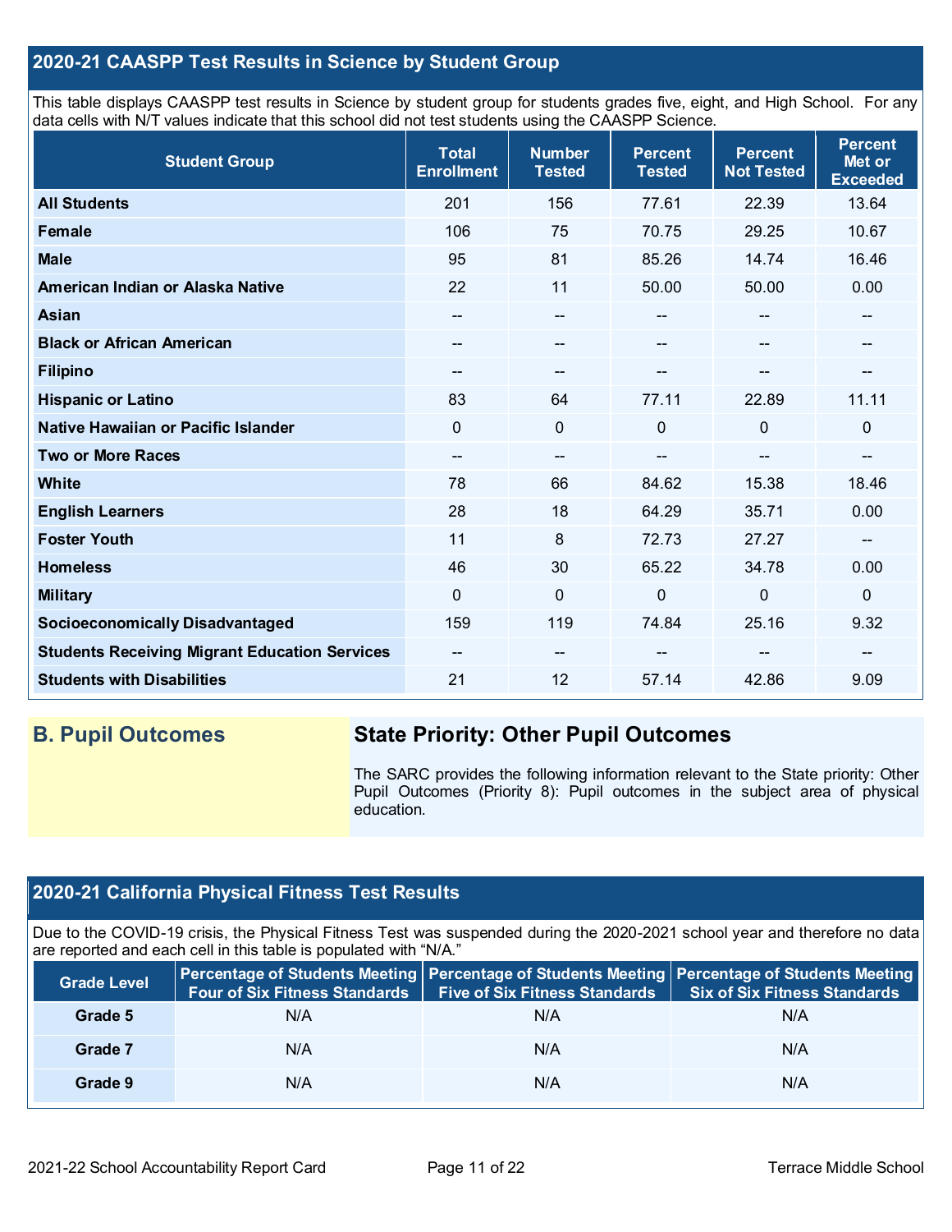## 2020-21 CAASPP Test Results in Science by Student Group

This table displays CAASPP test results in Science by student group for students grades five, eight, and High School. For any data cells with N/T values indicate that this school did not test students using the CAASPP Science.

| Student Group | Total Enrollment | Number Tested | Percent Tested | Percent Not Tested | Percent Met or Exceeded |
|---|---|---|---|---|---|
| **All Students** | 201 | 156 | 77.61 | 22.39 | 13.64 |
| **Female** | 106 | 75 | 70.75 | 29.25 | 10.67 |
| **Male** | 95 | 81 | 85.26 | 14.74 | 16.46 |
| **American Indian or Alaska Native** | 22 | 11 | 50.00 | 50.00 | 0.00 |
| **Asian** | -- | -- | -- | -- | -- |
| **Black or African American** | -- | -- | -- | -- | -- |
| **Filipino** | -- | -- | -- | -- | -- |
| **Hispanic or Latino** | 83 | 64 | 77.11 | 22.89 | 11.11 |
| **Native Hawaiian or Pacific Islander** | 0 | 0 | 0 | 0 | 0 |
| **Two or More Races** | -- | -- | -- | -- | -- |
| **White** | 78 | 66 | 84.62 | 15.38 | 18.46 |
| **English Learners** | 28 | 18 | 64.29 | 35.71 | 0.00 |
| **Foster Youth** | 11 | 8 | 72.73 | 27.27 | -- |
| **Homeless** | 46 | 30 | 65.22 | 34.78 | 0.00 |
| **Military** | 0 | 0 | 0 | 0 | 0 |
| **Socioeconomically Disadvantaged** | 159 | 119 | 74.84 | 25.16 | 9.32 |
| **Students Receiving Migrant Education Services** | -- | -- | -- | -- | -- |
| **Students with Disabilities** | 21 | 12 | 57.14 | 42.86 | 9.09 |

## B. Pupil Outcomes

### State Priority: Other Pupil Outcomes

The SARC provides the following information relevant to the State priority: Other Pupil Outcomes (Priority 8): Pupil outcomes in the subject area of physical education.

## 2020-21 California Physical Fitness Test Results

Due to the COVID-19 crisis, the Physical Fitness Test was suspended during the 2020-2021 school year and therefore no data are reported and each cell in this table is populated with "N/A."

| Grade Level | Percentage of Students Meeting Four of Six Fitness Standards | Percentage of Students Meeting Five of Six Fitness Standards | Percentage of Students Meeting Six of Six Fitness Standards |
|---|---|---|---|
| **Grade 5** | N/A | N/A | N/A |
| **Grade 7** | N/A | N/A | N/A |
| **Grade 9** | N/A | N/A | N/A |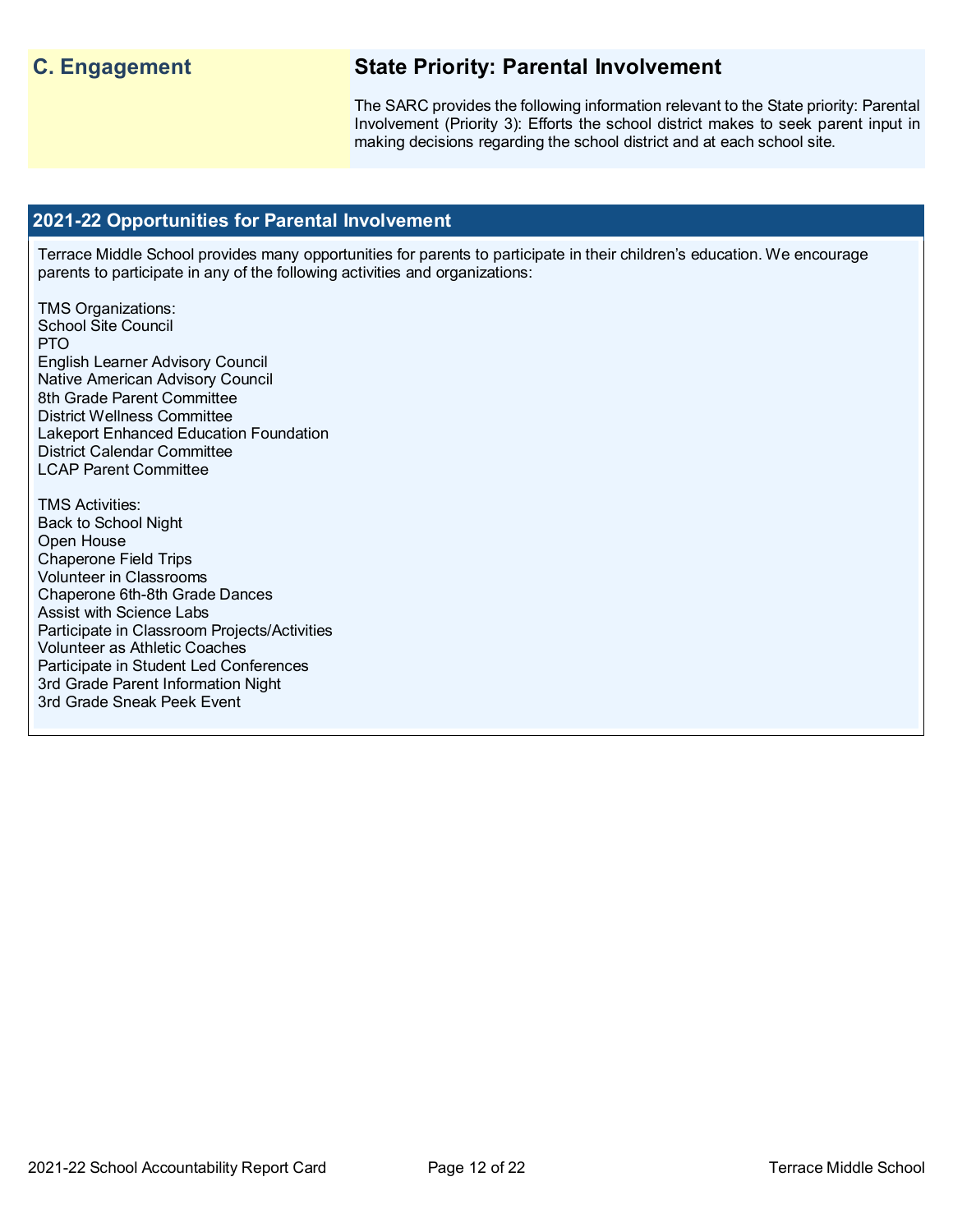## C. Engagement

### State Priority: Parental Involvement

The SARC provides the following information relevant to the State priority: Parental Involvement (Priority 3): Efforts the school district makes to seek parent input in making decisions regarding the school district and at each school site.

### 2021-22 Opportunities for Parental Involvement

Terrace Middle School provides many opportunities for parents to participate in their children's education. We encourage parents to participate in any of the following activities and organizations:

TMS Organizations:
School Site Council
PTO
English Learner Advisory Council
Native American Advisory Council
8th Grade Parent Committee
District Wellness Committee
Lakeport Enhanced Education Foundation
District Calendar Committee
LCAP Parent Committee

TMS Activities:
Back to School Night
Open House
Chaperone Field Trips
Volunteer in Classrooms
Chaperone 6th-8th Grade Dances
Assist with Science Labs
Participate in Classroom Projects/Activities
Volunteer as Athletic Coaches
Participate in Student Led Conferences
3rd Grade Parent Information Night
3rd Grade Sneak Peek Event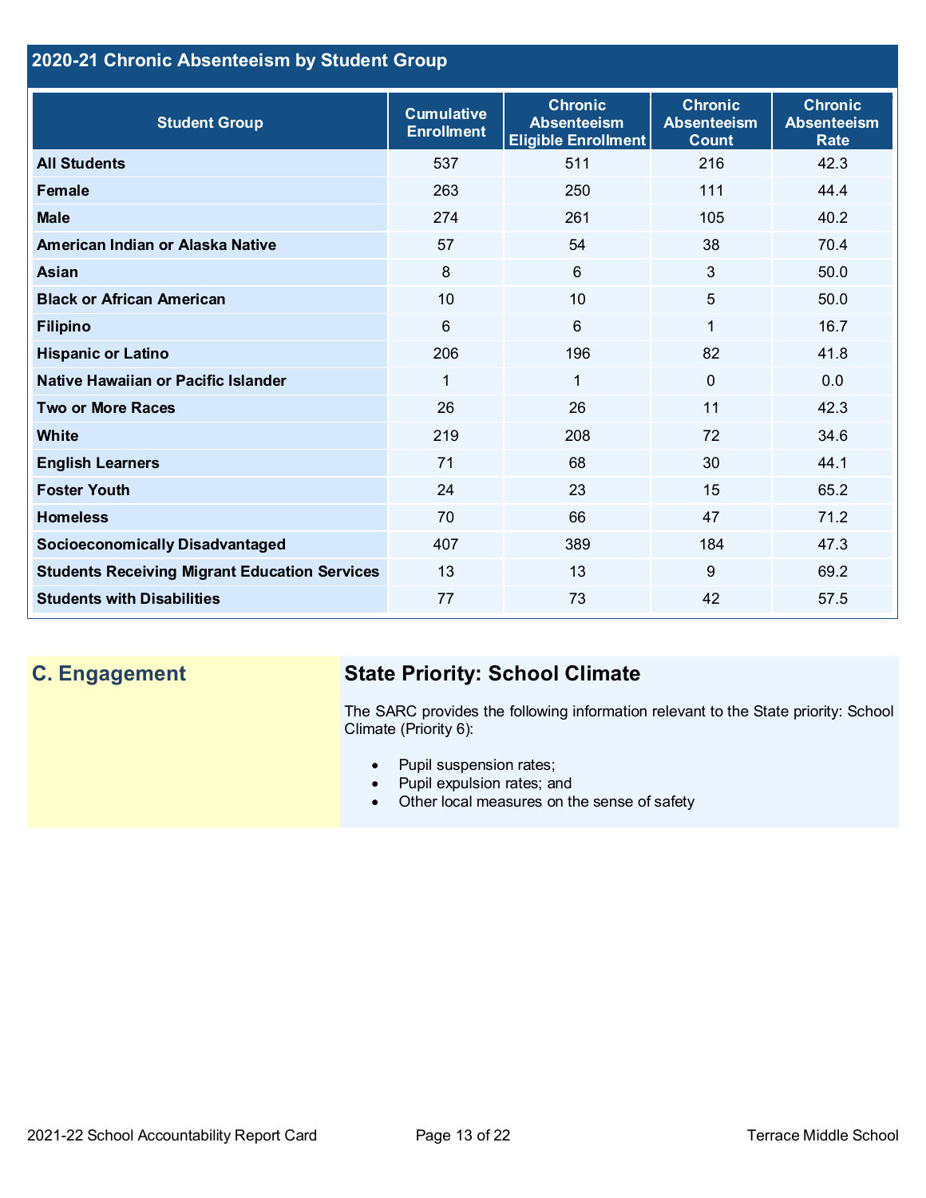## 2020-21 Chronic Absenteeism by Student Group

| Student Group | Cumulative Enrollment | Chronic Absenteeism Eligible Enrollment | Chronic Absenteeism Count | Chronic Absenteeism Rate |
|---|---|---|---|---|
| **All Students** | 537 | 511 | 216 | 42.3 |
| **Female** | 263 | 250 | 111 | 44.4 |
| **Male** | 274 | 261 | 105 | 40.2 |
| **American Indian or Alaska Native** | 57 | 54 | 38 | 70.4 |
| **Asian** | 8 | 6 | 3 | 50.0 |
| **Black or African American** | 10 | 10 | 5 | 50.0 |
| **Filipino** | 6 | 6 | 1 | 16.7 |
| **Hispanic or Latino** | 206 | 196 | 82 | 41.8 |
| **Native Hawaiian or Pacific Islander** | 1 | 1 | 0 | 0.0 |
| **Two or More Races** | 26 | 26 | 11 | 42.3 |
| **White** | 219 | 208 | 72 | 34.6 |
| **English Learners** | 71 | 68 | 30 | 44.1 |
| **Foster Youth** | 24 | 23 | 15 | 65.2 |
| **Homeless** | 70 | 66 | 47 | 71.2 |
| **Socioeconomically Disadvantaged** | 407 | 389 | 184 | 47.3 |
| **Students Receiving Migrant Education Services** | 13 | 13 | 9 | 69.2 |
| **Students with Disabilities** | 77 | 73 | 42 | 57.5 |

## C. Engagement

### State Priority: School Climate

The SARC provides the following information relevant to the State priority: School Climate (Priority 6):

- Pupil suspension rates;
- Pupil expulsion rates; and
- Other local measures on the sense of safety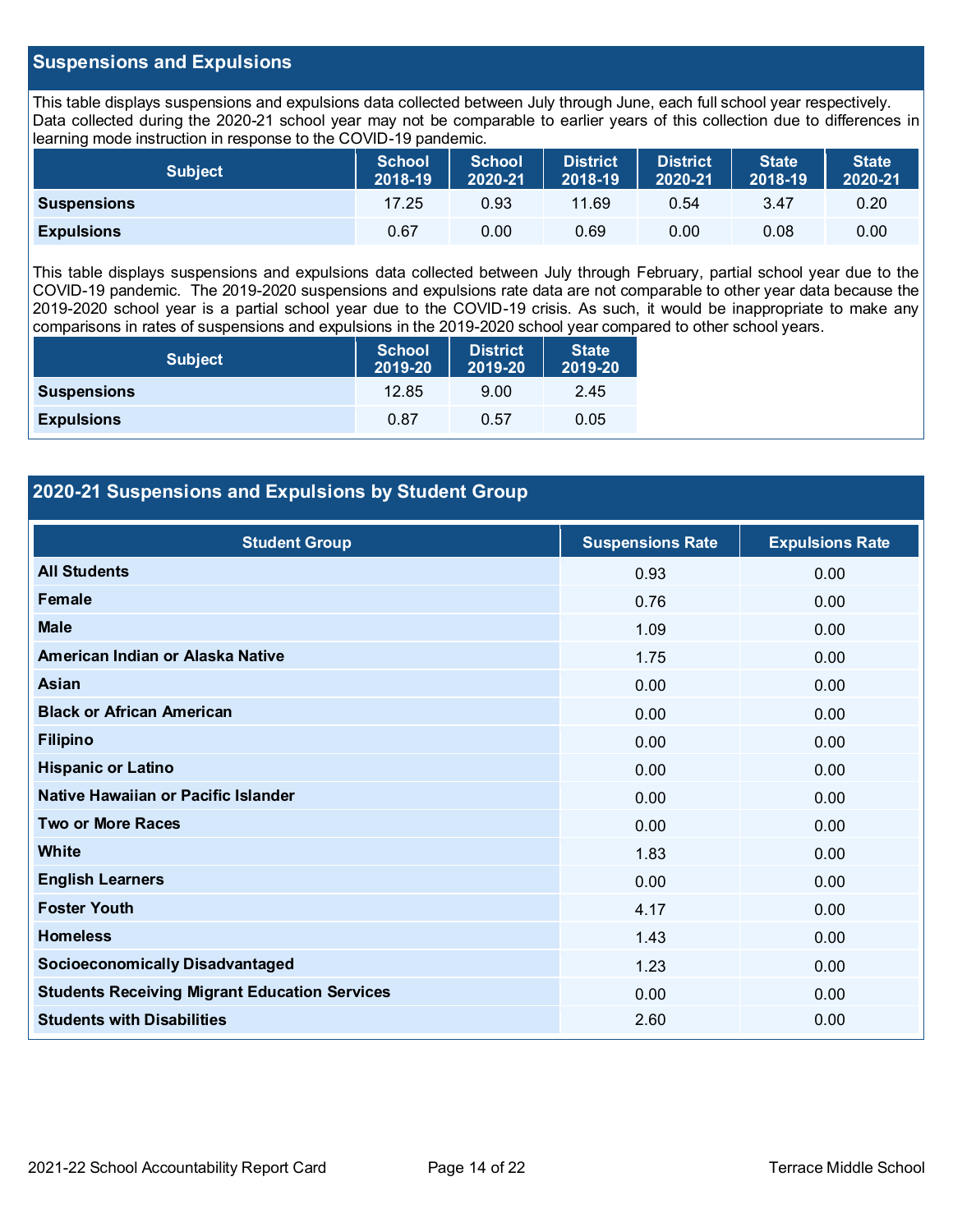## Suspensions and Expulsions

This table displays suspensions and expulsions data collected between July through June, each full school year respectively. Data collected during the 2020-21 school year may not be comparable to earlier years of this collection due to differences in learning mode instruction in response to the COVID-19 pandemic.

| Subject | School 2018-19 | School 2020-21 | District 2018-19 | District 2020-21 | State 2018-19 | State 2020-21 |
|---|---|---|---|---|---|---|
| **Suspensions** | 17.25 | 0.93 | 11.69 | 0.54 | 3.47 | 0.20 |
| **Expulsions** | 0.67 | 0.00 | 0.69 | 0.00 | 0.08 | 0.00 |

This table displays suspensions and expulsions data collected between July through February, partial school year due to the COVID-19 pandemic. The 2019-2020 suspensions and expulsions rate data are not comparable to other year data because the 2019-2020 school year is a partial school year due to the COVID-19 crisis. As such, it would be inappropriate to make any comparisons in rates of suspensions and expulsions in the 2019-2020 school year compared to other school years.

| Subject | School 2019-20 | District 2019-20 | State 2019-20 |
|---|---|---|---|
| **Suspensions** | 12.85 | 9.00 | 2.45 |
| **Expulsions** | 0.87 | 0.57 | 0.05 |

## 2020-21 Suspensions and Expulsions by Student Group

| Student Group | Suspensions Rate | Expulsions Rate |
|---|---|---|
| **All Students** | 0.93 | 0.00 |
| **Female** | 0.76 | 0.00 |
| **Male** | 1.09 | 0.00 |
| **American Indian or Alaska Native** | 1.75 | 0.00 |
| **Asian** | 0.00 | 0.00 |
| **Black or African American** | 0.00 | 0.00 |
| **Filipino** | 0.00 | 0.00 |
| **Hispanic or Latino** | 0.00 | 0.00 |
| **Native Hawaiian or Pacific Islander** | 0.00 | 0.00 |
| **Two or More Races** | 0.00 | 0.00 |
| **White** | 1.83 | 0.00 |
| **English Learners** | 0.00 | 0.00 |
| **Foster Youth** | 4.17 | 0.00 |
| **Homeless** | 1.43 | 0.00 |
| **Socioeconomically Disadvantaged** | 1.23 | 0.00 |
| **Students Receiving Migrant Education Services** | 0.00 | 0.00 |
| **Students with Disabilities** | 2.60 | 0.00 |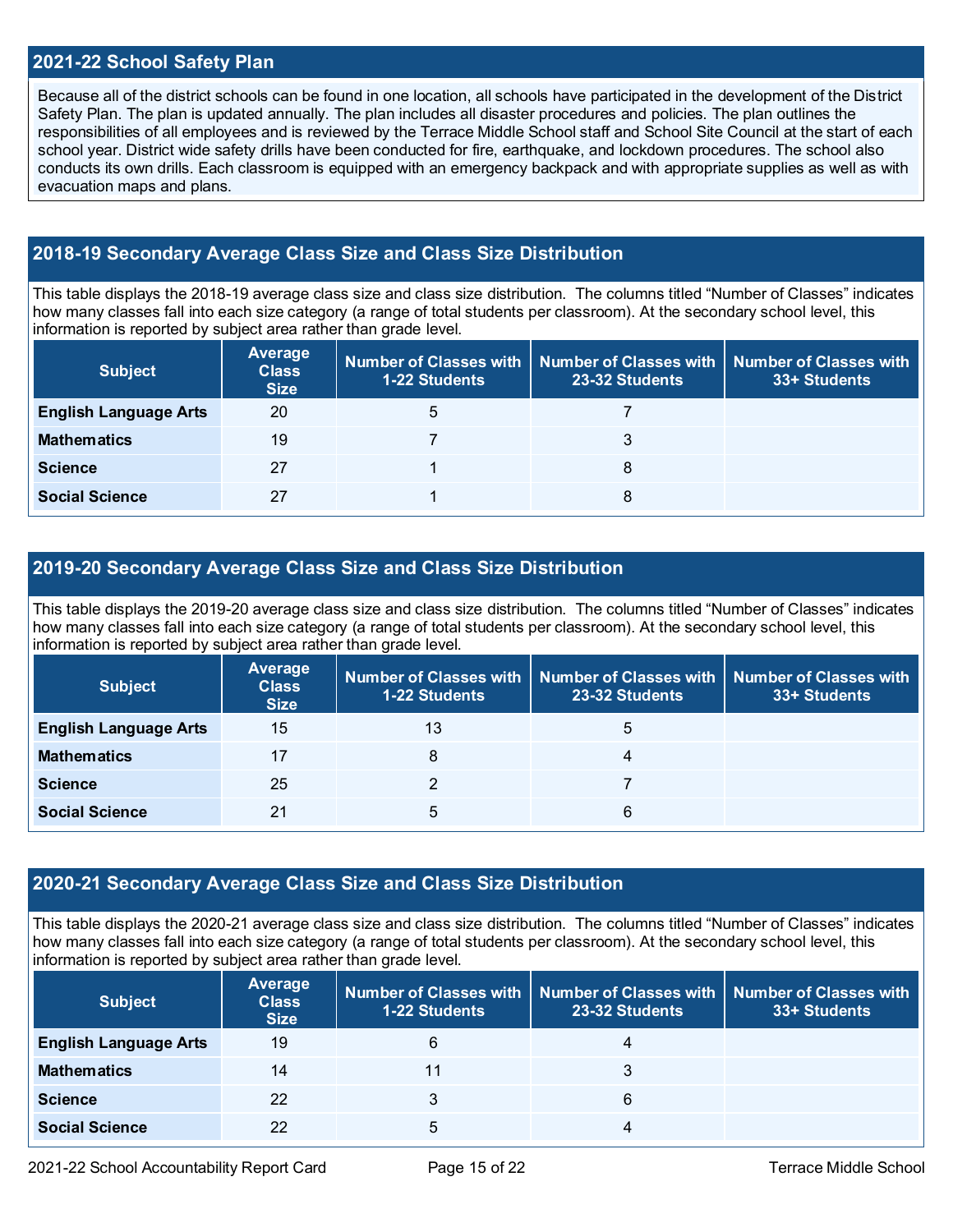## 2021-22 School Safety Plan

Because all of the district schools can be found in one location, all schools have participated in the development of the District Safety Plan. The plan is updated annually. The plan includes all disaster procedures and policies. The plan outlines the responsibilities of all employees and is reviewed by the Terrace Middle School staff and School Site Council at the start of each school year. District wide safety drills have been conducted for fire, earthquake, and lockdown procedures. The school also conducts its own drills. Each classroom is equipped with an emergency backpack and with appropriate supplies as well as with evacuation maps and plans.

## 2018-19 Secondary Average Class Size and Class Size Distribution

This table displays the 2018-19 average class size and class size distribution. The columns titled "Number of Classes" indicates how many classes fall into each size category (a range of total students per classroom). At the secondary school level, this information is reported by subject area rather than grade level.

| Subject | Average Class Size | Number of Classes with 1-22 Students | Number of Classes with 23-32 Students | Number of Classes with 33+ Students |
|---|---|---|---|---|
| English Language Arts | 20 | 5 | 7 | |
| Mathematics | 19 | 7 | 3 | |
| Science | 27 | 1 | 8 | |
| Social Science | 27 | 1 | 8 | |

## 2019-20 Secondary Average Class Size and Class Size Distribution

This table displays the 2019-20 average class size and class size distribution. The columns titled "Number of Classes" indicates how many classes fall into each size category (a range of total students per classroom). At the secondary school level, this information is reported by subject area rather than grade level.

| Subject | Average Class Size | Number of Classes with 1-22 Students | Number of Classes with 23-32 Students | Number of Classes with 33+ Students |
|---|---|---|---|---|
| English Language Arts | 15 | 13 | 5 | |
| Mathematics | 17 | 8 | 4 | |
| Science | 25 | 2 | 7 | |
| Social Science | 21 | 5 | 6 | |

## 2020-21 Secondary Average Class Size and Class Size Distribution

This table displays the 2020-21 average class size and class size distribution. The columns titled "Number of Classes" indicates how many classes fall into each size category (a range of total students per classroom). At the secondary school level, this information is reported by subject area rather than grade level.

| Subject | Average Class Size | Number of Classes with 1-22 Students | Number of Classes with 23-32 Students | Number of Classes with 33+ Students |
|---|---|---|---|---|
| English Language Arts | 19 | 6 | 4 | |
| Mathematics | 14 | 11 | 3 | |
| Science | 22 | 3 | 6 | |
| Social Science | 22 | 5 | 4 | |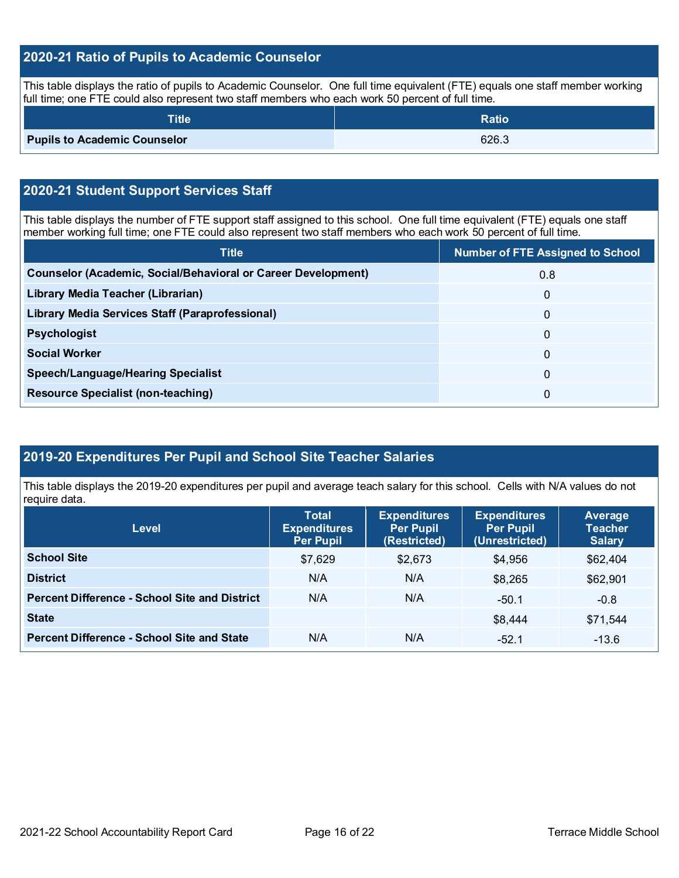## 2020-21 Ratio of Pupils to Academic Counselor

This table displays the ratio of pupils to Academic Counselor. One full time equivalent (FTE) equals one staff member working full time; one FTE could also represent two staff members who each work 50 percent of full time.

| Title | Ratio |
|---|---|
| **Pupils to Academic Counselor** | 626.3 |

## 2020-21 Student Support Services Staff

This table displays the number of FTE support staff assigned to this school. One full time equivalent (FTE) equals one staff member working full time; one FTE could also represent two staff members who each work 50 percent of full time.

| Title | Number of FTE Assigned to School |
|---|---|
| **Counselor (Academic, Social/Behavioral or Career Development)** | 0.8 |
| **Library Media Teacher (Librarian)** | 0 |
| **Library Media Services Staff (Paraprofessional)** | 0 |
| **Psychologist** | 0 |
| **Social Worker** | 0 |
| **Speech/Language/Hearing Specialist** | 0 |
| **Resource Specialist (non-teaching)** | 0 |

## 2019-20 Expenditures Per Pupil and School Site Teacher Salaries

This table displays the 2019-20 expenditures per pupil and average teach salary for this school. Cells with N/A values do not require data.

| Level | Total Expenditures Per Pupil | Expenditures Per Pupil (Restricted) | Expenditures Per Pupil (Unrestricted) | Average Teacher Salary |
|---|---|---|---|---|
| **School Site** | $7,629 | $2,673 | $4,956 | $62,404 |
| **District** | N/A | N/A | $8,265 | $62,901 |
| **Percent Difference - School Site and District** | N/A | N/A | -50.1 | -0.8 |
| **State** | | | $8,444 | $71,544 |
| **Percent Difference - School Site and State** | N/A | N/A | -52.1 | -13.6 |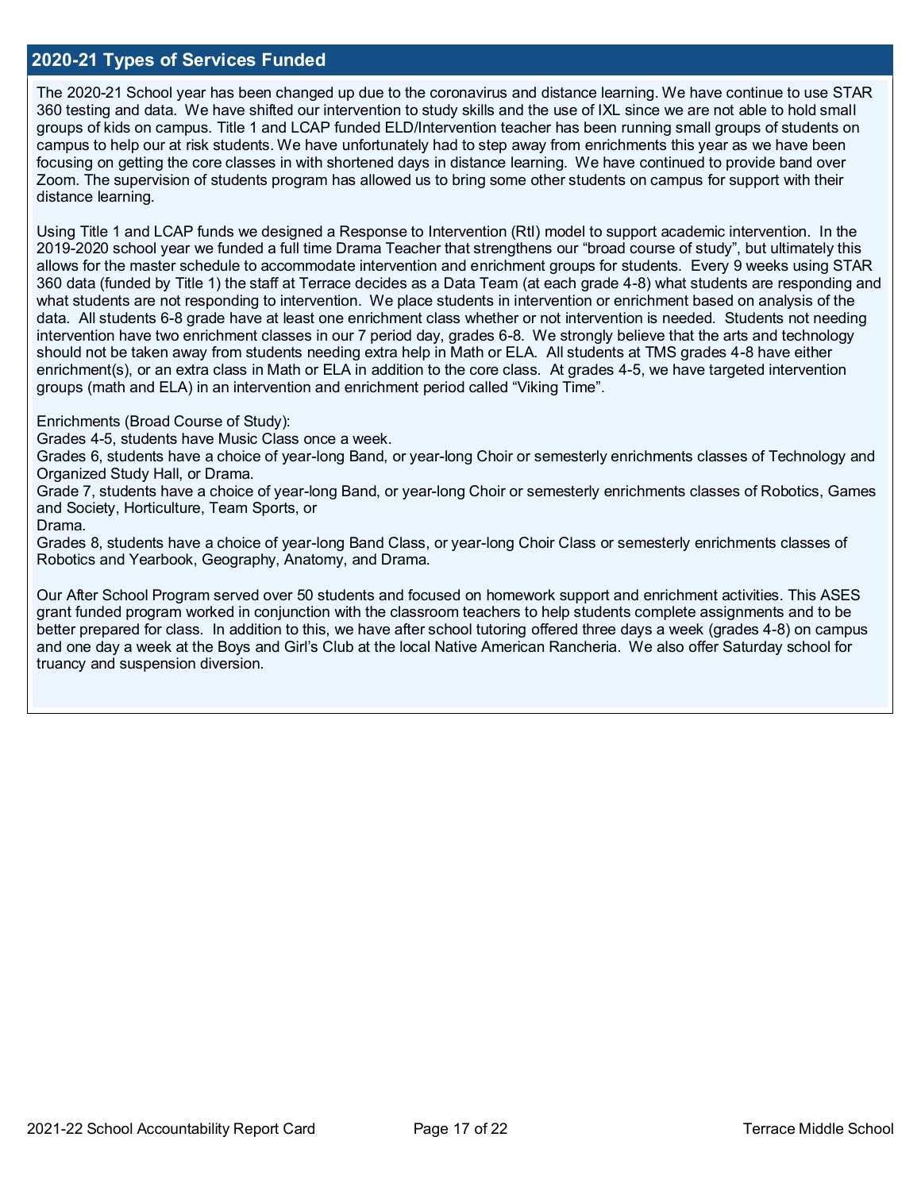## 2020-21 Types of Services Funded

The 2020-21 School year has been changed up due to the coronavirus and distance learning. We have continue to use STAR 360 testing and data. We have shifted our intervention to study skills and the use of IXL since we are not able to hold small groups of kids on campus. Title 1 and LCAP funded ELD/Intervention teacher has been running small groups of students on campus to help our at risk students. We have unfortunately had to step away from enrichments this year as we have been focusing on getting the core classes in with shortened days in distance learning. We have continued to provide band over Zoom. The supervision of students program has allowed us to bring some other students on campus for support with their distance learning.

Using Title 1 and LCAP funds we designed a Response to Intervention (RtI) model to support academic intervention. In the 2019-2020 school year we funded a full time Drama Teacher that strengthens our "broad course of study", but ultimately this allows for the master schedule to accommodate intervention and enrichment groups for students. Every 9 weeks using STAR 360 data (funded by Title 1) the staff at Terrace decides as a Data Team (at each grade 4-8) what students are responding and what students are not responding to intervention. We place students in intervention or enrichment based on analysis of the data. All students 6-8 grade have at least one enrichment class whether or not intervention is needed. Students not needing intervention have two enrichment classes in our 7 period day, grades 6-8. We strongly believe that the arts and technology should not be taken away from students needing extra help in Math or ELA. All students at TMS grades 4-8 have either enrichment(s), or an extra class in Math or ELA in addition to the core class. At grades 4-5, we have targeted intervention groups (math and ELA) in an intervention and enrichment period called "Viking Time".

Enrichments (Broad Course of Study):
Grades 4-5, students have Music Class once a week.
Grades 6, students have a choice of year-long Band, or year-long Choir or semesterly enrichments classes of Technology and Organized Study Hall, or Drama.
Grade 7, students have a choice of year-long Band, or year-long Choir or semesterly enrichments classes of Robotics, Games and Society, Horticulture, Team Sports, or
Drama.
Grades 8, students have a choice of year-long Band Class, or year-long Choir Class or semesterly enrichments classes of Robotics and Yearbook, Geography, Anatomy, and Drama.

Our After School Program served over 50 students and focused on homework support and enrichment activities. This ASES grant funded program worked in conjunction with the classroom teachers to help students complete assignments and to be better prepared for class. In addition to this, we have after school tutoring offered three days a week (grades 4-8) on campus and one day a week at the Boys and Girl's Club at the local Native American Rancheria. We also offer Saturday school for truancy and suspension diversion.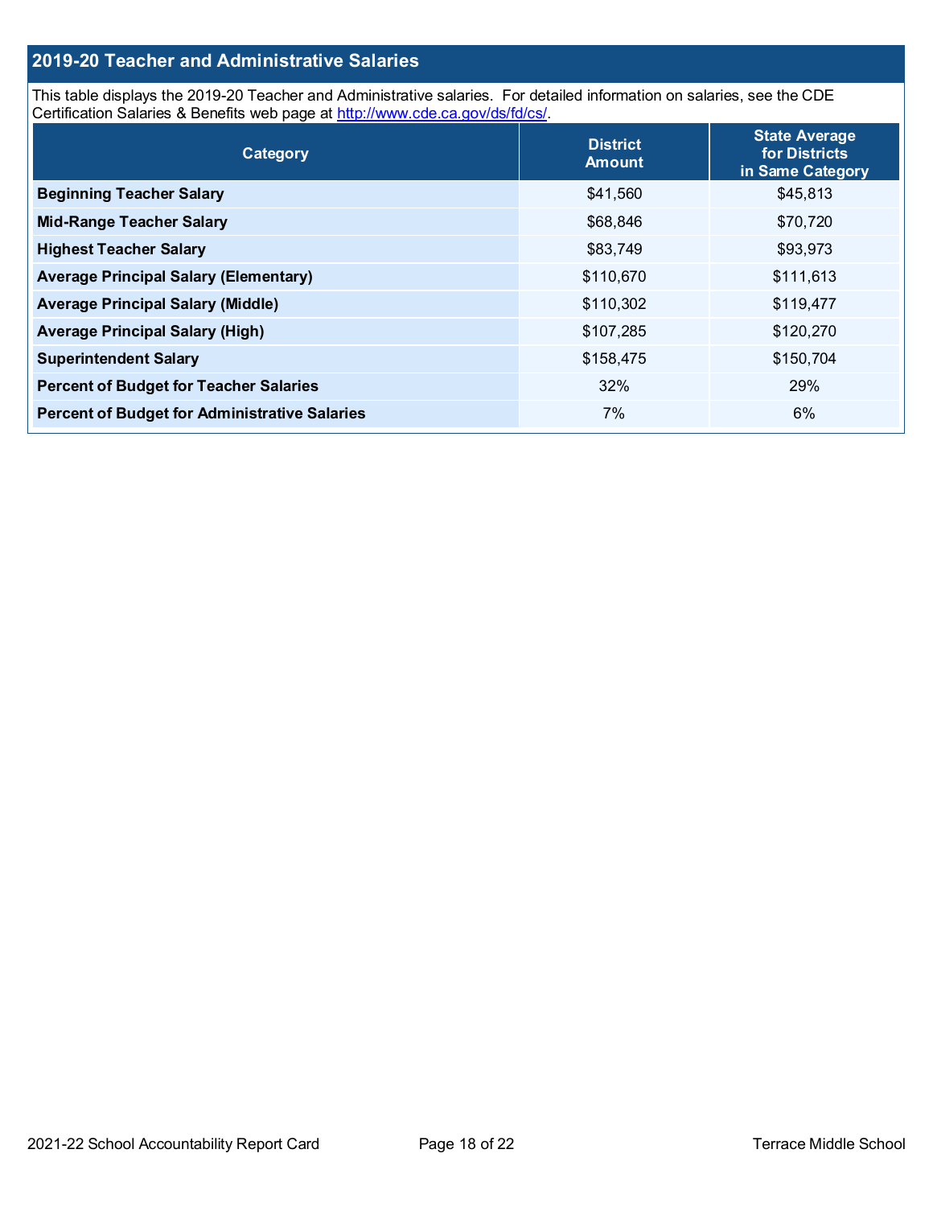## 2019-20 Teacher and Administrative Salaries

This table displays the 2019-20 Teacher and Administrative salaries. For detailed information on salaries, see the CDE Certification Salaries & Benefits web page at http://www.cde.ca.gov/ds/fd/cs/.

| Category | District Amount | State Average for Districts in Same Category |
|---|---|---|
| **Beginning Teacher Salary** | $41,560 | $45,813 |
| **Mid-Range Teacher Salary** | $68,846 | $70,720 |
| **Highest Teacher Salary** | $83,749 | $93,973 |
| **Average Principal Salary (Elementary)** | $110,670 | $111,613 |
| **Average Principal Salary (Middle)** | $110,302 | $119,477 |
| **Average Principal Salary (High)** | $107,285 | $120,270 |
| **Superintendent Salary** | $158,475 | $150,704 |
| **Percent of Budget for Teacher Salaries** | 32% | 29% |
| **Percent of Budget for Administrative Salaries** | 7% | 6% |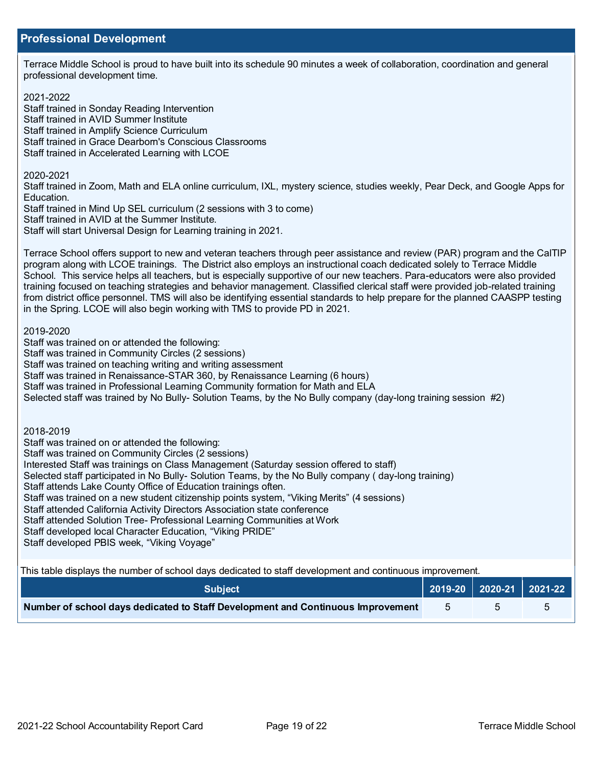## Professional Development

Terrace Middle School is proud to have built into its schedule 90 minutes a week of collaboration, coordination and general professional development time.

2021-2022
Staff trained in Sonday Reading Intervention
Staff trained in AVID Summer Institute
Staff trained in Amplify Science Curriculum
Staff trained in Grace Dearborn's Conscious Classrooms
Staff trained in Accelerated Learning with LCOE

2020-2021
Staff trained in Zoom, Math and ELA online curriculum, IXL, mystery science, studies weekly, Pear Deck, and Google Apps for Education.
Staff trained in Mind Up SEL curriculum (2 sessions with 3 to come)
Staff trained in AVID at the Summer Institute.
Staff will start Universal Design for Learning training in 2021.

Terrace School offers support to new and veteran teachers through peer assistance and review (PAR) program and the CalTIP program along with LCOE trainings. The District also employs an instructional coach dedicated solely to Terrace Middle School. This service helps all teachers, but is especially supportive of our new teachers. Para-educators were also provided training focused on teaching strategies and behavior management. Classified clerical staff were provided job-related training from district office personnel. TMS will also be identifying essential standards to help prepare for the planned CAASPP testing in the Spring. LCOE will also begin working with TMS to provide PD in 2021.

2019-2020
Staff was trained on or attended the following:
Staff was trained in Community Circles (2 sessions)
Staff was trained on teaching writing and writing assessment
Staff was trained in Renaissance-STAR 360, by Renaissance Learning (6 hours)
Staff was trained in Professional Learning Community formation for Math and ELA
Selected staff was trained by No Bully- Solution Teams, by the No Bully company (day-long training session #2)

2018-2019
Staff was trained on or attended the following:
Staff was trained on Community Circles (2 sessions)
Interested Staff was trainings on Class Management (Saturday session offered to staff)
Selected staff participated in No Bully- Solution Teams, by the No Bully company ( day-long training)
Staff attends Lake County Office of Education trainings often.
Staff was trained on a new student citizenship points system, “Viking Merits” (4 sessions)
Staff attended California Activity Directors Association state conference
Staff attended Solution Tree- Professional Learning Communities at Work
Staff developed local Character Education, “Viking PRIDE”
Staff developed PBIS week, “Viking Voyage”

This table displays the number of school days dedicated to staff development and continuous improvement.

| Subject | 2019-20 | 2020-21 | 2021-22 |
|---|---|---|---|
| **Number of school days dedicated to Staff Development and Continuous Improvement** | 5 | 5 | 5 |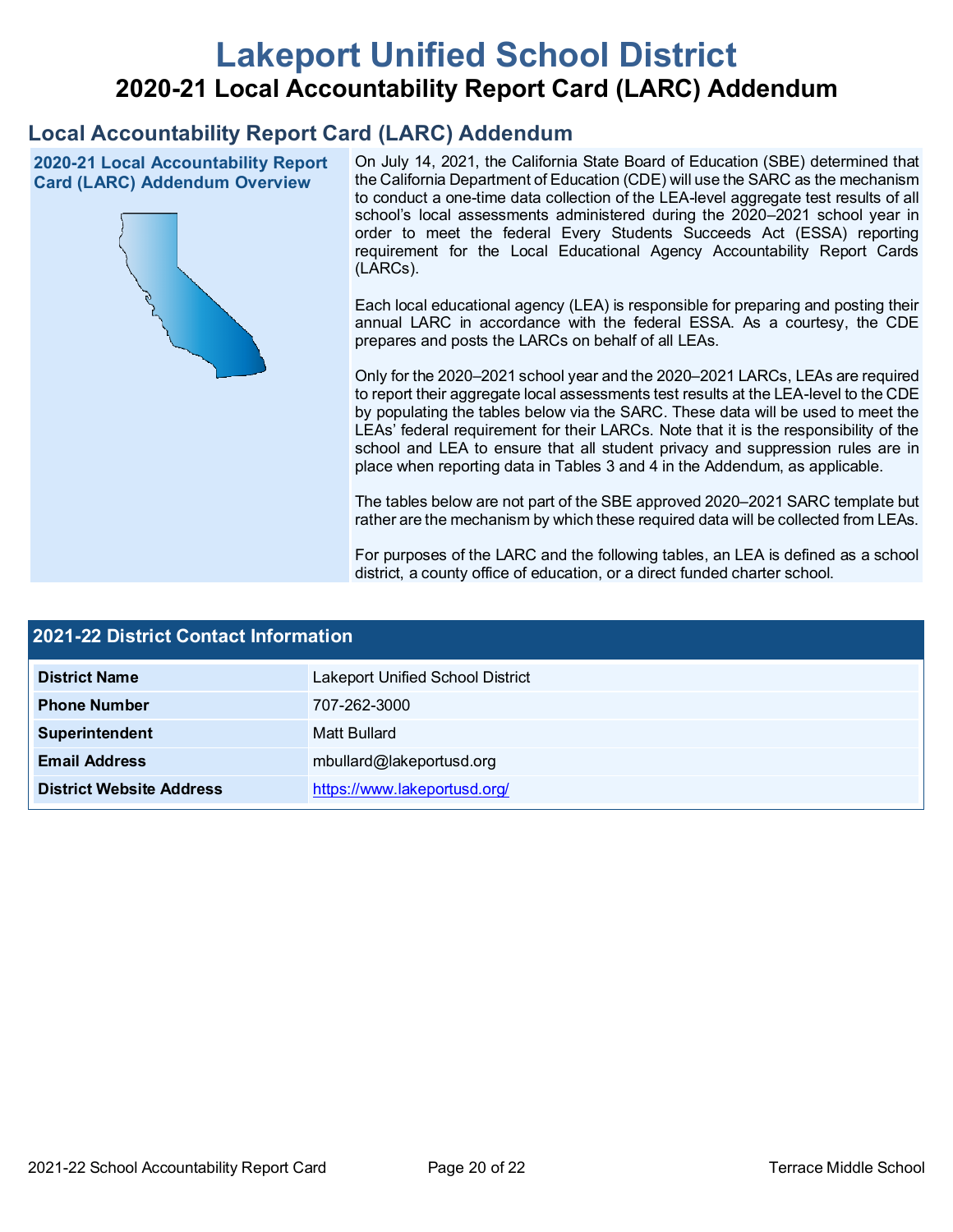# Lakeport Unified School District

## 2020-21 Local Accountability Report Card (LARC) Addendum

## Local Accountability Report Card (LARC) Addendum

### 2020-21 Local Accountability Report Card (LARC) Addendum Overview

On July 14, 2021, the California State Board of Education (SBE) determined that the California Department of Education (CDE) will use the SARC as the mechanism to conduct a one-time data collection of the LEA-level aggregate test results of all school's local assessments administered during the 2020–2021 school year in order to meet the federal Every Students Succeeds Act (ESSA) reporting requirement for the Local Educational Agency Accountability Report Cards (LARCs).

Each local educational agency (LEA) is responsible for preparing and posting their annual LARC in accordance with the federal ESSA. As a courtesy, the CDE prepares and posts the LARCs on behalf of all LEAs.

Only for the 2020–2021 school year and the 2020–2021 LARCs, LEAs are required to report their aggregate local assessments test results at the LEA-level to the CDE by populating the tables below via the SARC. These data will be used to meet the LEAs' federal requirement for their LARCs. Note that it is the responsibility of the school and LEA to ensure that all student privacy and suppression rules are in place when reporting data in Tables 3 and 4 in the Addendum, as applicable.

The tables below are not part of the SBE approved 2020–2021 SARC template but rather are the mechanism by which these required data will be collected from LEAs.

For purposes of the LARC and the following tables, an LEA is defined as a school district, a county office of education, or a direct funded charter school.

| 2021-22 District Contact Information | |
|---|---|
| **District Name** | Lakeport Unified School District |
| **Phone Number** | 707-262-3000 |
| **Superintendent** | Matt Bullard |
| **Email Address** | mbullard@lakeportusd.org |
| **District Website Address** | https://www.lakeportusd.org/ |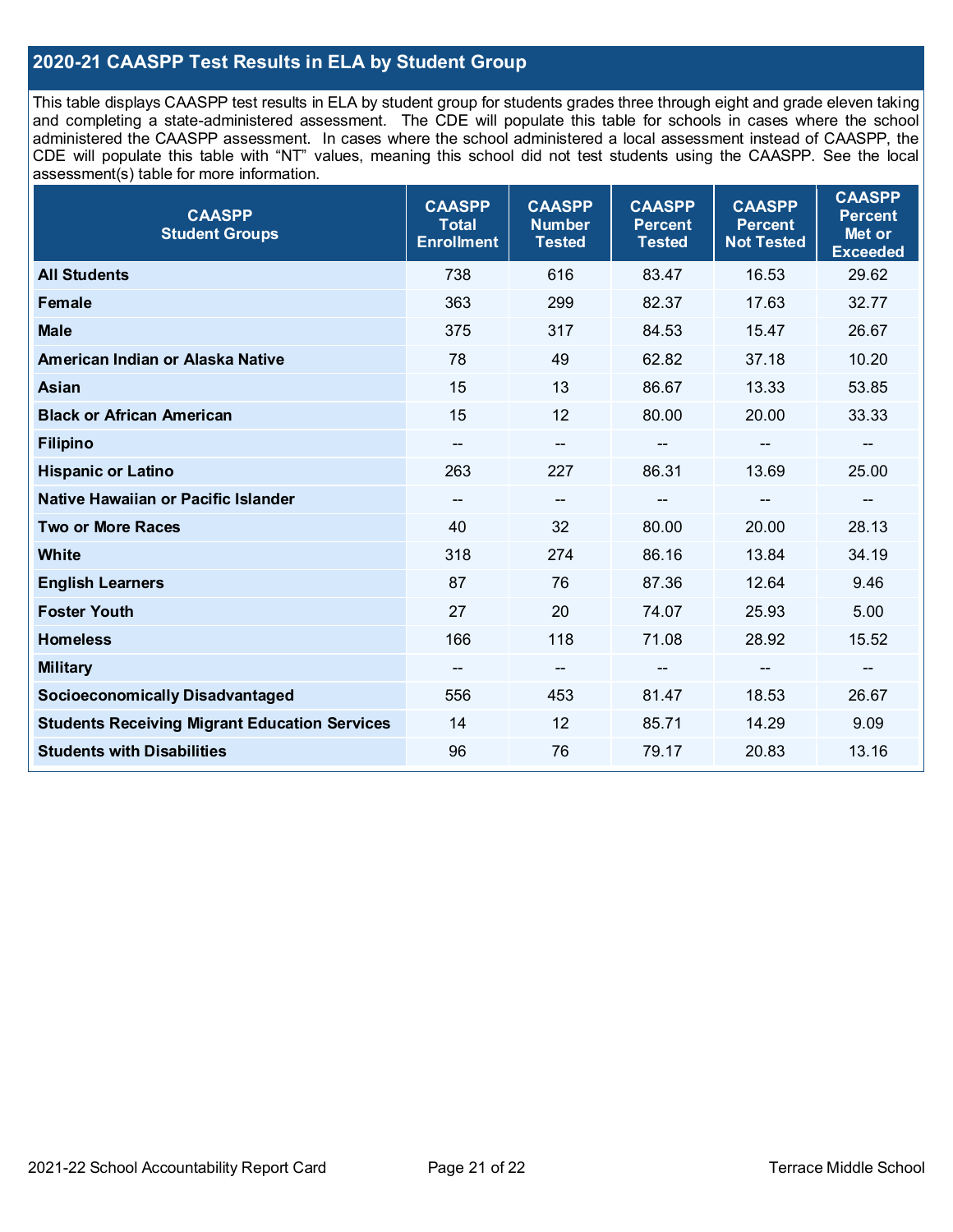## 2020-21 CAASPP Test Results in ELA by Student Group

This table displays CAASPP test results in ELA by student group for students grades three through eight and grade eleven taking and completing a state-administered assessment. The CDE will populate this table for schools in cases where the school administered the CAASPP assessment. In cases where the school administered a local assessment instead of CAASPP, the CDE will populate this table with "NT" values, meaning this school did not test students using the CAASPP. See the local assessment(s) table for more information.

| CAASPP Student Groups | CAASPP Total Enrollment | CAASPP Number Tested | CAASPP Percent Tested | CAASPP Percent Not Tested | CAASPP Percent Met or Exceeded |
|---|---|---|---|---|---|
| **All Students** | 738 | 616 | 83.47 | 16.53 | 29.62 |
| **Female** | 363 | 299 | 82.37 | 17.63 | 32.77 |
| **Male** | 375 | 317 | 84.53 | 15.47 | 26.67 |
| **American Indian or Alaska Native** | 78 | 49 | 62.82 | 37.18 | 10.20 |
| **Asian** | 15 | 13 | 86.67 | 13.33 | 53.85 |
| **Black or African American** | 15 | 12 | 80.00 | 20.00 | 33.33 |
| **Filipino** | -- | -- | -- | -- | -- |
| **Hispanic or Latino** | 263 | 227 | 86.31 | 13.69 | 25.00 |
| **Native Hawaiian or Pacific Islander** | -- | -- | -- | -- | -- |
| **Two or More Races** | 40 | 32 | 80.00 | 20.00 | 28.13 |
| **White** | 318 | 274 | 86.16 | 13.84 | 34.19 |
| **English Learners** | 87 | 76 | 87.36 | 12.64 | 9.46 |
| **Foster Youth** | 27 | 20 | 74.07 | 25.93 | 5.00 |
| **Homeless** | 166 | 118 | 71.08 | 28.92 | 15.52 |
| **Military** | -- | -- | -- | -- | -- |
| **Socioeconomically Disadvantaged** | 556 | 453 | 81.47 | 18.53 | 26.67 |
| **Students Receiving Migrant Education Services** | 14 | 12 | 85.71 | 14.29 | 9.09 |
| **Students with Disabilities** | 96 | 76 | 79.17 | 20.83 | 13.16 |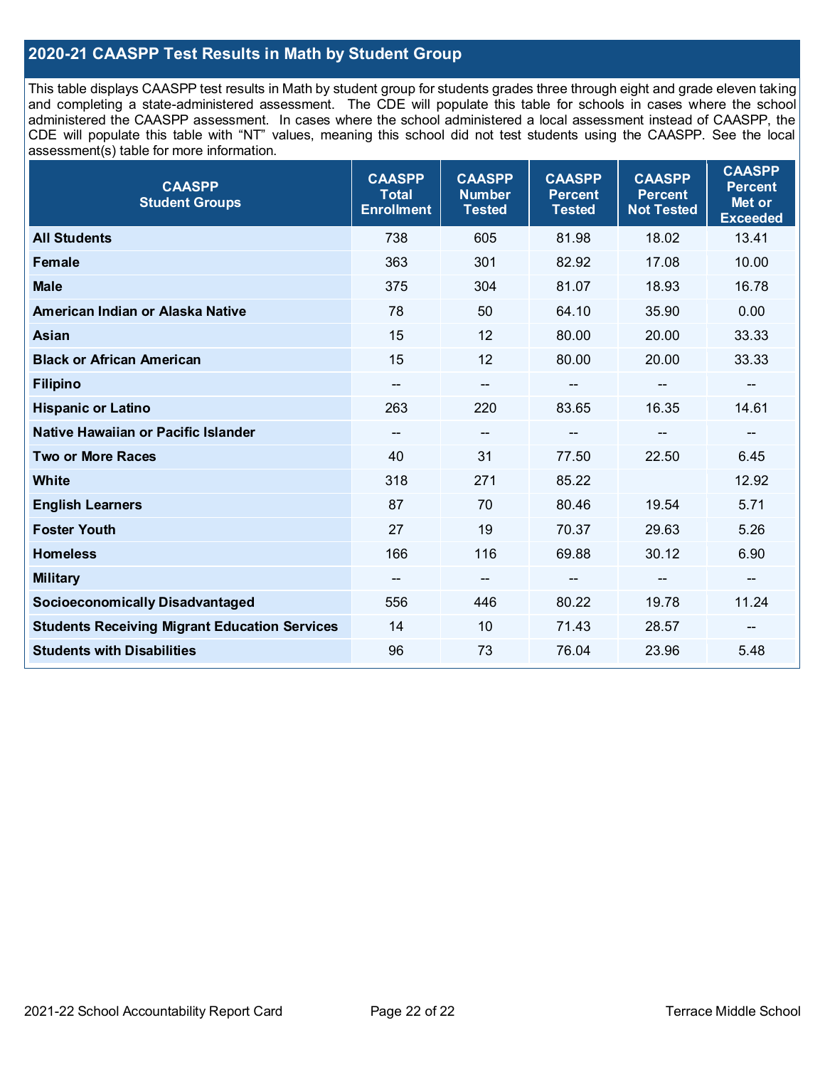## 2020-21 CAASPP Test Results in Math by Student Group

This table displays CAASPP test results in Math by student group for students grades three through eight and grade eleven taking and completing a state-administered assessment. The CDE will populate this table for schools in cases where the school administered the CAASPP assessment. In cases where the school administered a local assessment instead of CAASPP, the CDE will populate this table with "NT" values, meaning this school did not test students using the CAASPP. See the local assessment(s) table for more information.

| CAASPP Student Groups | CAASPP Total Enrollment | CAASPP Number Tested | CAASPP Percent Tested | CAASPP Percent Not Tested | CAASPP Percent Met or Exceeded |
|---|---|---|---|---|---|
| **All Students** | 738 | 605 | 81.98 | 18.02 | 13.41 |
| **Female** | 363 | 301 | 82.92 | 17.08 | 10.00 |
| **Male** | 375 | 304 | 81.07 | 18.93 | 16.78 |
| **American Indian or Alaska Native** | 78 | 50 | 64.10 | 35.90 | 0.00 |
| **Asian** | 15 | 12 | 80.00 | 20.00 | 33.33 |
| **Black or African American** | 15 | 12 | 80.00 | 20.00 | 33.33 |
| **Filipino** | -- | -- | -- | -- | -- |
| **Hispanic or Latino** | 263 | 220 | 83.65 | 16.35 | 14.61 |
| **Native Hawaiian or Pacific Islander** | -- | -- | -- | -- | -- |
| **Two or More Races** | 40 | 31 | 77.50 | 22.50 | 6.45 |
| **White** | 318 | 271 | 85.22 | | 12.92 |
| **English Learners** | 87 | 70 | 80.46 | 19.54 | 5.71 |
| **Foster Youth** | 27 | 19 | 70.37 | 29.63 | 5.26 |
| **Homeless** | 166 | 116 | 69.88 | 30.12 | 6.90 |
| **Military** | -- | -- | -- | -- | -- |
| **Socioeconomically Disadvantaged** | 556 | 446 | 80.22 | 19.78 | 11.24 |
| **Students Receiving Migrant Education Services** | 14 | 10 | 71.43 | 28.57 | -- |
| **Students with Disabilities** | 96 | 73 | 76.04 | 23.96 | 5.48 |